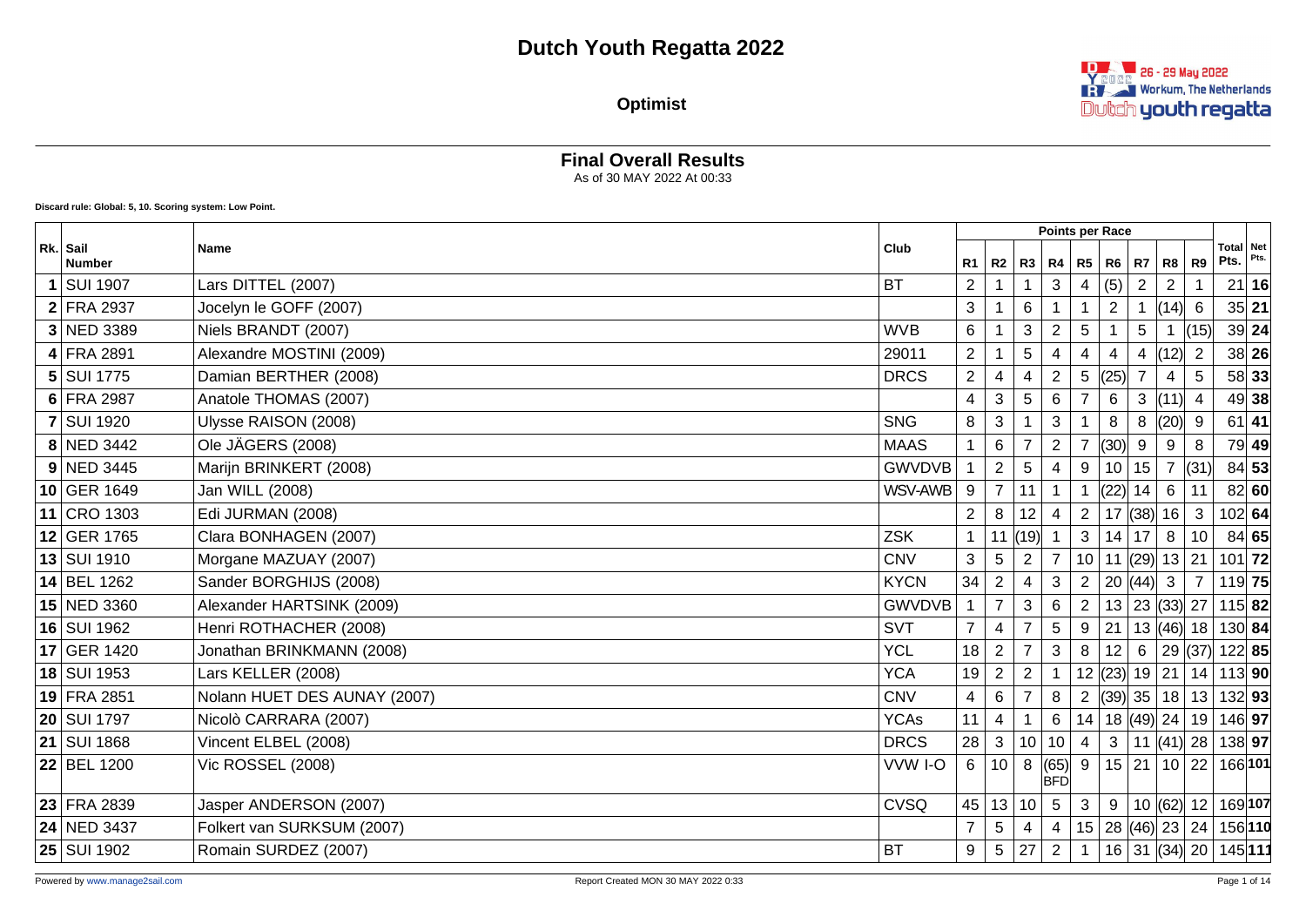# Dutch Youth Regatta 2022

**Optimist**

## Final Overall Results

As of 30 MAY 2022 At 00:33

**Discard rule: Global: 5, 10. Scoring system: Low Point.**

| Rk. | Sail Number | Name | Club | R1 | R2 | R3 | R4 | R5 | R6 | R7 | R8 | R9 | Total Pts. | Net Pts. |
|---|---|---|---|---|---|---|---|---|---|---|---|---|---|---|
| 1 | SUI 1907 | Lars DITTEL (2007) | BT | 2 | 1 | 1 | 3 | 4 | (5) | 2 | 2 | 1 | 21 | **16** |
| 2 | FRA 2937 | Jocelyn le GOFF (2007) | | 3 | 1 | 6 | 1 | 1 | 2 | 1 | (14) | 6 | 35 | **21** |
| 3 | NED 3389 | Niels BRANDT (2007) | WVB | 6 | 1 | 3 | 2 | 5 | 1 | 5 | 1 | (15) | 39 | **24** |
| 4 | FRA 2891 | Alexandre MOSTINI (2009) | 29011 | 2 | 1 | 5 | 4 | 4 | 4 | 4 | (12) | 2 | 38 | **26** |
| 5 | SUI 1775 | Damian BERTHER (2008) | DRCS | 2 | 4 | 4 | 2 | 5 | (25) | 7 | 4 | 5 | 58 | **33** |
| 6 | FRA 2987 | Anatole THOMAS (2007) | | 4 | 3 | 5 | 6 | 7 | 6 | 3 | (11) | 4 | 49 | **38** |
| 7 | SUI 1920 | Ulysse RAISON (2008) | SNG | 8 | 3 | 1 | 3 | 1 | 8 | 8 | (20) | 9 | 61 | **41** |
| 8 | NED 3442 | Ole JÄGERS (2008) | MAAS | 1 | 6 | 7 | 2 | 7 | (30) | 9 | 9 | 8 | 79 | **49** |
| 9 | NED 3445 | Marijn BRINKERT (2008) | GWVDVB | 1 | 2 | 5 | 4 | 9 | 10 | 15 | 7 | (31) | 84 | **53** |
| 10 | GER 1649 | Jan WILL (2008) | WSV-AWB | 9 | 7 | 11 | 1 | 1 | (22) | 14 | 6 | 11 | 82 | **60** |
| 11 | CRO 1303 | Edi JURMAN (2008) | | 2 | 8 | 12 | 4 | 2 | 17 | (38) | 16 | 3 | 102 | **64** |
| 12 | GER 1765 | Clara BONHAGEN (2007) | ZSK | 1 | 11 | (19) | 1 | 3 | 14 | 17 | 8 | 10 | 84 | **65** |
| 13 | SUI 1910 | Morgane MAZUAY (2007) | CNV | 3 | 5 | 2 | 7 | 10 | 11 | (29) | 13 | 21 | 101 | **72** |
| 14 | BEL 1262 | Sander BORGHIJS (2008) | KYCN | 34 | 2 | 4 | 3 | 2 | 20 | (44) | 3 | 7 | 119 | **75** |
| 15 | NED 3360 | Alexander HARTSINK (2009) | GWVDVB | 1 | 7 | 3 | 6 | 2 | 13 | 23 | (33) | 27 | 115 | **82** |
| 16 | SUI 1962 | Henri ROTHACHER (2008) | SVT | 7 | 4 | 7 | 5 | 9 | 21 | 13 | (46) | 18 | 130 | **84** |
| 17 | GER 1420 | Jonathan BRINKMANN (2008) | YCL | 18 | 2 | 7 | 3 | 8 | 12 | 6 | 29 | (37) | 122 | **85** |
| 18 | SUI 1953 | Lars KELLER (2008) | YCA | 19 | 2 | 2 | 1 | 12 | (23) | 19 | 21 | 14 | 113 | **90** |
| 19 | FRA 2851 | Nolann HUET DES AUNAY (2007) | CNV | 4 | 6 | 7 | 8 | 2 | (39) | 35 | 18 | 13 | 132 | **93** |
| 20 | SUI 1797 | Nicolò CARRARA (2007) | YCAs | 11 | 4 | 1 | 6 | 14 | 18 | (49) | 24 | 19 | 146 | **97** |
| 21 | SUI 1868 | Vincent ELBEL (2008) | DRCS | 28 | 3 | 10 | 10 | 4 | 3 | 11 | (41) | 28 | 138 | **97** |
| 22 | BEL 1200 | Vic ROSSEL (2008) | VVW I-O | 6 | 10 | 8 | (65) BFD | 9 | 15 | 21 | 10 | 22 | 166 | **101** |
| 23 | FRA 2839 | Jasper ANDERSON (2007) | CVSQ | 45 | 13 | 10 | 5 | 3 | 9 | 10 | (62) | 12 | 169 | **107** |
| 24 | NED 3437 | Folkert van SURKSUM (2007) | | 7 | 5 | 4 | 4 | 15 | 28 | (46) | 23 | 24 | 156 | **110** |
| 25 | SUI 1902 | Romain SURDEZ (2007) | BT | 9 | 5 | 27 | 2 | 1 | 16 | 31 | (34) | 20 | 145 | **111** |

Powered by www.manage2sail.com — Report Created MON 30 MAY 2022 0:33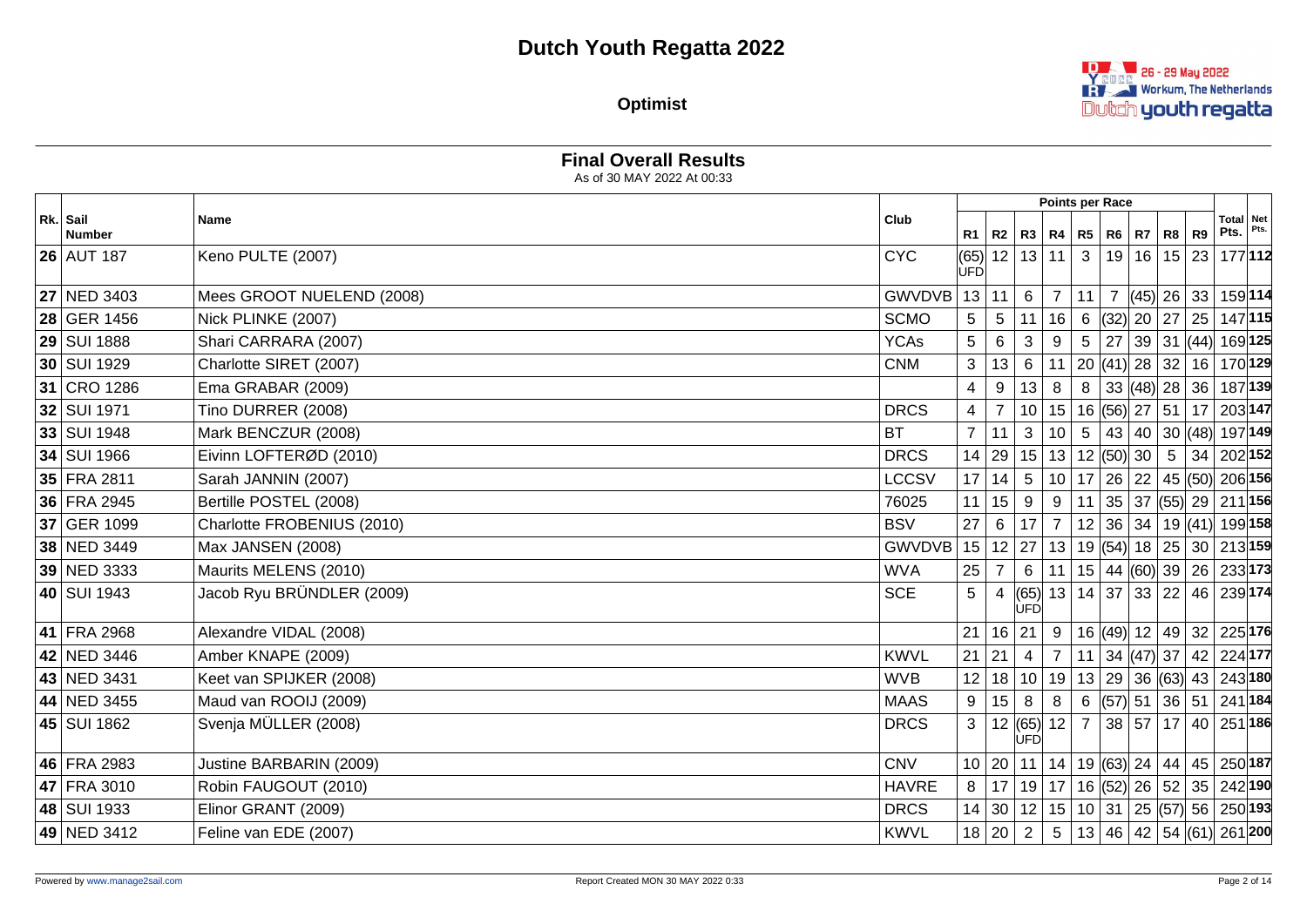# Dutch Youth Regatta 2022

**Optimist**

26 - 29 May 2022
Workum, The Netherlands
Dutch youth regatta

## Final Overall Results

As of 30 MAY 2022 At 00:33

| Rk. | Sail Number | Name | Club | R1 | R2 | R3 | R4 | R5 | R6 | R7 | R8 | R9 | Total Pts. | Net Pts. |
|---|---|---|---|---|---|---|---|---|---|---|---|---|---|---|
| | | | | Points per Race | | | | | | | | | | |
| **26** | AUT 187 | Keno PULTE (2007) | CYC | (65) UFD | 12 | 13 | 11 | 3 | 19 | 16 | 15 | 23 | 177 | **112** |
| **27** | NED 3403 | Mees GROOT NUELEND (2008) | GWVDVB | 13 | 11 | 6 | 7 | 11 | 7 | (45) | 26 | 33 | 159 | **114** |
| **28** | GER 1456 | Nick PLINKE (2007) | SCMO | 5 | 5 | 11 | 16 | 6 | (32) | 20 | 27 | 25 | 147 | **115** |
| **29** | SUI 1888 | Shari CARRARA (2007) | YCAs | 5 | 6 | 3 | 9 | 5 | 27 | 39 | 31 | (44) | 169 | **125** |
| **30** | SUI 1929 | Charlotte SIRET (2007) | CNM | 3 | 13 | 6 | 11 | 20 | (41) | 28 | 32 | 16 | 170 | **129** |
| **31** | CRO 1286 | Ema GRABAR (2009) | | 4 | 9 | 13 | 8 | 8 | 33 | (48) | 28 | 36 | 187 | **139** |
| **32** | SUI 1971 | Tino DURRER (2008) | DRCS | 4 | 7 | 10 | 15 | 16 | (56) | 27 | 51 | 17 | 203 | **147** |
| **33** | SUI 1948 | Mark BENCZUR (2008) | BT | 7 | 11 | 3 | 10 | 5 | 43 | 40 | 30 | (48) | 197 | **149** |
| **34** | SUI 1966 | Eivinn LOFTERØD (2010) | DRCS | 14 | 29 | 15 | 13 | 12 | (50) | 30 | 5 | 34 | 202 | **152** |
| **35** | FRA 2811 | Sarah JANNIN (2007) | LCCSV | 17 | 14 | 5 | 10 | 17 | 26 | 22 | 45 | (50) | 206 | **156** |
| **36** | FRA 2945 | Bertille POSTEL (2008) | 76025 | 11 | 15 | 9 | 9 | 11 | 35 | 37 | (55) | 29 | 211 | **156** |
| **37** | GER 1099 | Charlotte FROBENIUS (2010) | BSV | 27 | 6 | 17 | 7 | 12 | 36 | 34 | 19 | (41) | 199 | **158** |
| **38** | NED 3449 | Max JANSEN (2008) | GWVDVB | 15 | 12 | 27 | 13 | 19 | (54) | 18 | 25 | 30 | 213 | **159** |
| **39** | NED 3333 | Maurits MELENS (2010) | WVA | 25 | 7 | 6 | 11 | 15 | 44 | (60) | 39 | 26 | 233 | **173** |
| **40** | SUI 1943 | Jacob Ryu BRÜNDLER (2009) | SCE | 5 | 4 | (65) UFD | 13 | 14 | 37 | 33 | 22 | 46 | 239 | **174** |
| **41** | FRA 2968 | Alexandre VIDAL (2008) | | 21 | 16 | 21 | 9 | 16 | (49) | 12 | 49 | 32 | 225 | **176** |
| **42** | NED 3446 | Amber KNAPE (2009) | KWVL | 21 | 21 | 4 | 7 | 11 | 34 | (47) | 37 | 42 | 224 | **177** |
| **43** | NED 3431 | Keet van SPIJKER (2008) | WVB | 12 | 18 | 10 | 19 | 13 | 29 | 36 | (63) | 43 | 243 | **180** |
| **44** | NED 3455 | Maud van ROOIJ (2009) | MAAS | 9 | 15 | 8 | 8 | 6 | (57) | 51 | 36 | 51 | 241 | **184** |
| **45** | SUI 1862 | Svenja MÜLLER (2008) | DRCS | 3 | 12 | (65) UFD | 12 | 7 | 38 | 57 | 17 | 40 | 251 | **186** |
| **46** | FRA 2983 | Justine BARBARIN (2009) | CNV | 10 | 20 | 11 | 14 | 19 | (63) | 24 | 44 | 45 | 250 | **187** |
| **47** | FRA 3010 | Robin FAUGOUT (2010) | HAVRE | 8 | 17 | 19 | 17 | 16 | (52) | 26 | 52 | 35 | 242 | **190** |
| **48** | SUI 1933 | Elinor GRANT (2009) | DRCS | 14 | 30 | 12 | 15 | 10 | 31 | 25 | (57) | 56 | 250 | **193** |
| **49** | NED 3412 | Feline van EDE (2007) | KWVL | 18 | 20 | 2 | 5 | 13 | 46 | 42 | 54 | (61) | 261 | **200** |

Powered by www.manage2sail.com

Report Created MON 30 MAY 2022 0:33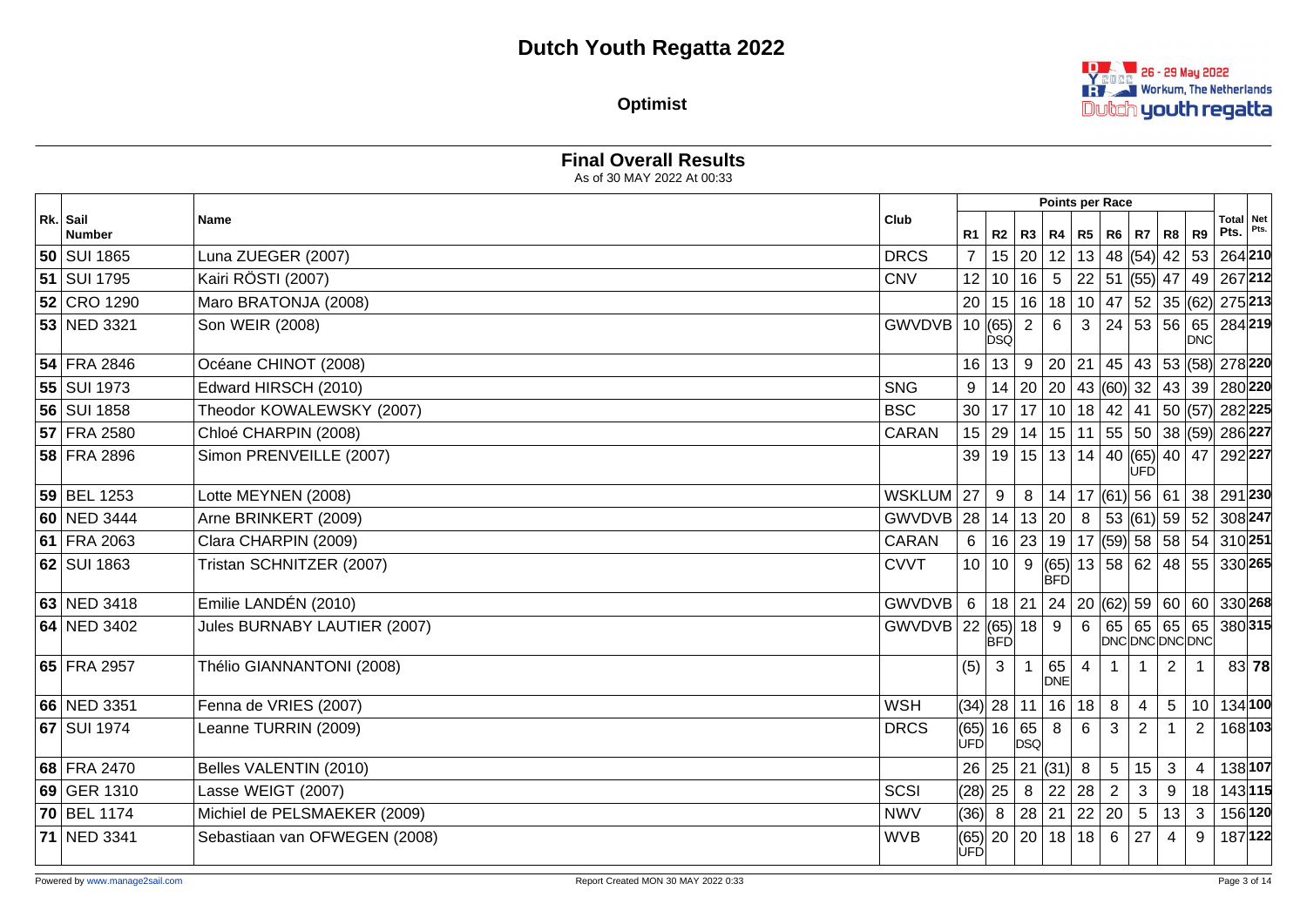# Dutch Youth Regatta 2022

**Optimist**

26 - 29 May 2022
Workum, The Netherlands
Dutch youth regatta

## Final Overall Results

As of 30 MAY 2022 At 00:33

| Rk. | Sail Number | Name | Club | R1 | R2 | R3 | R4 | R5 | R6 | R7 | R8 | R9 | Total Pts. | Net Pts. |
|---|---|---|---|---|---|---|---|---|---|---|---|---|---|---|
| | | | | Points per Race | | | | | | | | | | |
| 50 | SUI 1865 | Luna ZUEGER (2007) | DRCS | 7 | 15 | 20 | 12 | 13 | 48 | (54) | 42 | 53 | 264 | **210** |
| 51 | SUI 1795 | Kairi RÖSTI (2007) | CNV | 12 | 10 | 16 | 5 | 22 | 51 | (55) | 47 | 49 | 267 | **212** |
| 52 | CRO 1290 | Maro BRATONJA (2008) | | 20 | 15 | 16 | 18 | 10 | 47 | 52 | 35 | (62) | 275 | **213** |
| 53 | NED 3321 | Son WEIR (2008) | GWVDVB | 10 | (65) DSQ | 2 | 6 | 3 | 24 | 53 | 56 | 65 DNC | 284 | **219** |
| 54 | FRA 2846 | Océane CHINOT (2008) | | 16 | 13 | 9 | 20 | 21 | 45 | 43 | 53 | (58) | 278 | **220** |
| 55 | SUI 1973 | Edward HIRSCH (2010) | SNG | 9 | 14 | 20 | 20 | 43 | (60) | 32 | 43 | 39 | 280 | **220** |
| 56 | SUI 1858 | Theodor KOWALEWSKY (2007) | BSC | 30 | 17 | 17 | 10 | 18 | 42 | 41 | 50 | (57) | 282 | **225** |
| 57 | FRA 2580 | Chloé CHARPIN (2008) | CARAN | 15 | 29 | 14 | 15 | 11 | 55 | 50 | 38 | (59) | 286 | **227** |
| 58 | FRA 2896 | Simon PRENVEILLE (2007) | | 39 | 19 | 15 | 13 | 14 | 40 | (65) UFD | 40 | 47 | 292 | **227** |
| 59 | BEL 1253 | Lotte MEYNEN (2008) | WSKLUM | 27 | 9 | 8 | 14 | 17 | (61) | 56 | 61 | 38 | 291 | **230** |
| 60 | NED 3444 | Arne BRINKERT (2009) | GWVDVB | 28 | 14 | 13 | 20 | 8 | 53 | (61) | 59 | 52 | 308 | **247** |
| 61 | FRA 2063 | Clara CHARPIN (2009) | CARAN | 6 | 16 | 23 | 19 | 17 | (59) | 58 | 58 | 54 | 310 | **251** |
| 62 | SUI 1863 | Tristan SCHNITZER (2007) | CVVT | 10 | 10 | 9 | (65) BFD | 13 | 58 | 62 | 48 | 55 | 330 | **265** |
| 63 | NED 3418 | Emilie LANDÉN (2010) | GWVDVB | 6 | 18 | 21 | 24 | 20 | (62) | 59 | 60 | 60 | 330 | **268** |
| 64 | NED 3402 | Jules BURNABY LAUTIER (2007) | GWVDVB | 22 | (65) BFD | 18 | 9 | 6 | 65 DNC | 65 DNC | 65 DNC | 65 DNC | 380 | **315** |
| 65 | FRA 2957 | Thélio GIANNANTONI (2008) | | (5) | 3 | 1 | 65 DNE | 4 | 1 | 1 | 2 | 1 | 83 | **78** |
| 66 | NED 3351 | Fenna de VRIES (2007) | WSH | (34) | 28 | 11 | 16 | 18 | 8 | 4 | 5 | 10 | 134 | **100** |
| 67 | SUI 1974 | Leanne TURRIN (2009) | DRCS | (65) UFD | 16 | 65 DSQ | 8 | 6 | 3 | 2 | 1 | 2 | 168 | **103** |
| 68 | FRA 2470 | Belles VALENTIN (2010) | | 26 | 25 | 21 | (31) | 8 | 5 | 15 | 3 | 4 | 138 | **107** |
| 69 | GER 1310 | Lasse WEIGT (2007) | SCSI | (28) | 25 | 8 | 22 | 28 | 2 | 3 | 9 | 18 | 143 | **115** |
| 70 | BEL 1174 | Michiel de PELSMAEKER (2009) | NWV | (36) | 8 | 28 | 21 | 22 | 20 | 5 | 13 | 3 | 156 | **120** |
| 71 | NED 3341 | Sebastiaan van OFWEGEN (2008) | WVB | (65) UFD | 20 | 20 | 18 | 18 | 6 | 27 | 4 | 9 | 187 | **122** |

Powered by www.manage2sail.com — Report Created MON 30 MAY 2022 0:33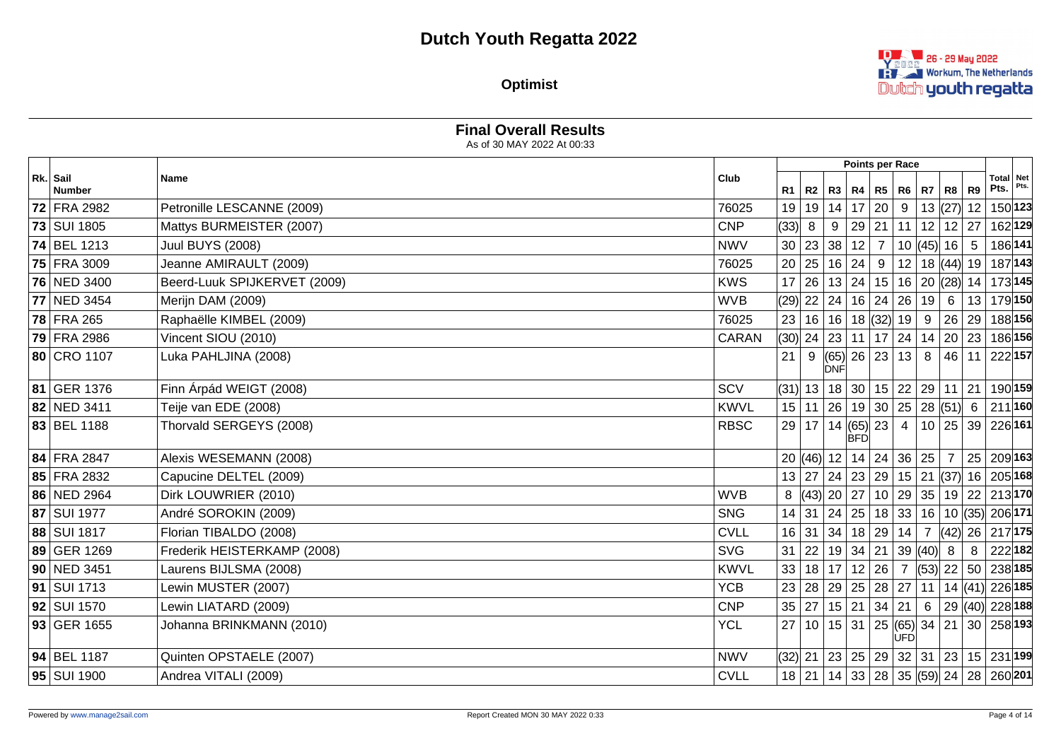# Dutch Youth Regatta 2022

**Optimist**

## Final Overall Results

As of 30 MAY 2022 At 00:33

| Rk. | Sail Number | Name | Club | R1 | R2 | R3 | R4 | R5 | R6 | R7 | R8 | R9 | Total Pts. | Net Pts. |
|---|---|---|---|---|---|---|---|---|---|---|---|---|---|---|
| **72** | FRA 2982 | Petronille LESCANNE (2009) | 76025 | 19 | 19 | 14 | 17 | 20 | 9 | 13 | (27) | 12 | 150 | **123** |
| **73** | SUI 1805 | Mattys BURMEISTER (2007) | CNP | (33) | 8 | 9 | 29 | 21 | 11 | 12 | 12 | 27 | 162 | **129** |
| **74** | BEL 1213 | Juul BUYS (2008) | NWV | 30 | 23 | 38 | 12 | 7 | 10 | (45) | 16 | 5 | 186 | **141** |
| **75** | FRA 3009 | Jeanne AMIRAULT (2009) | 76025 | 20 | 25 | 16 | 24 | 9 | 12 | 18 | (44) | 19 | 187 | **143** |
| **76** | NED 3400 | Beerd-Luuk SPIJKERVET (2009) | KWS | 17 | 26 | 13 | 24 | 15 | 16 | 20 | (28) | 14 | 173 | **145** |
| **77** | NED 3454 | Merijn DAM (2009) | WVB | (29) | 22 | 24 | 16 | 24 | 26 | 19 | 6 | 13 | 179 | **150** |
| **78** | FRA 265 | Raphaëlle KIMBEL (2009) | 76025 | 23 | 16 | 16 | 18 | (32) | 19 | 9 | 26 | 29 | 188 | **156** |
| **79** | FRA 2986 | Vincent SIOU (2010) | CARAN | (30) | 24 | 23 | 11 | 17 | 24 | 14 | 20 | 23 | 186 | **156** |
| **80** | CRO 1107 | Luka PAHLJINA (2008) | | 21 | 9 | (65) DNF | 26 | 23 | 13 | 8 | 46 | 11 | 222 | **157** |
| **81** | GER 1376 | Finn Árpád WEIGT (2008) | SCV | (31) | 13 | 18 | 30 | 15 | 22 | 29 | 11 | 21 | 190 | **159** |
| **82** | NED 3411 | Teije van EDE (2008) | KWVL | 15 | 11 | 26 | 19 | 30 | 25 | 28 | (51) | 6 | 211 | **160** |
| **83** | BEL 1188 | Thorvald SERGEYS (2008) | RBSC | 29 | 17 | 14 | (65) BFD | 23 | 4 | 10 | 25 | 39 | 226 | **161** |
| **84** | FRA 2847 | Alexis WESEMANN (2008) | | 20 | (46) | 12 | 14 | 24 | 36 | 25 | 7 | 25 | 209 | **163** |
| **85** | FRA 2832 | Capucine DELTEL (2009) | | 13 | 27 | 24 | 23 | 29 | 15 | 21 | (37) | 16 | 205 | **168** |
| **86** | NED 2964 | Dirk LOUWRIER (2010) | WVB | 8 | (43) | 20 | 27 | 10 | 29 | 35 | 19 | 22 | 213 | **170** |
| **87** | SUI 1977 | André SOROKIN (2009) | SNG | 14 | 31 | 24 | 25 | 18 | 33 | 16 | 10 | (35) | 206 | **171** |
| **88** | SUI 1817 | Florian TIBALDO (2008) | CVLL | 16 | 31 | 34 | 18 | 29 | 14 | 7 | (42) | 26 | 217 | **175** |
| **89** | GER 1269 | Frederik HEISTERKAMP (2008) | SVG | 31 | 22 | 19 | 34 | 21 | 39 | (40) | 8 | 8 | 222 | **182** |
| **90** | NED 3451 | Laurens BIJLSMA (2008) | KWVL | 33 | 18 | 17 | 12 | 26 | 7 | (53) | 22 | 50 | 238 | **185** |
| **91** | SUI 1713 | Lewin MUSTER (2007) | YCB | 23 | 28 | 29 | 25 | 28 | 27 | 11 | 14 | (41) | 226 | **185** |
| **92** | SUI 1570 | Lewin LIATARD (2009) | CNP | 35 | 27 | 15 | 21 | 34 | 21 | 6 | 29 | (40) | 228 | **188** |
| **93** | GER 1655 | Johanna BRINKMANN (2010) | YCL | 27 | 10 | 15 | 31 | 25 | (65) UFD | 34 | 21 | 30 | 258 | **193** |
| **94** | BEL 1187 | Quinten OPSTAELE (2007) | NWV | (32) | 21 | 23 | 25 | 29 | 32 | 31 | 23 | 15 | 231 | **199** |
| **95** | SUI 1900 | Andrea VITALI (2009) | CVLL | 18 | 21 | 14 | 33 | 28 | 35 | (59) | 24 | 28 | 260 | **201** |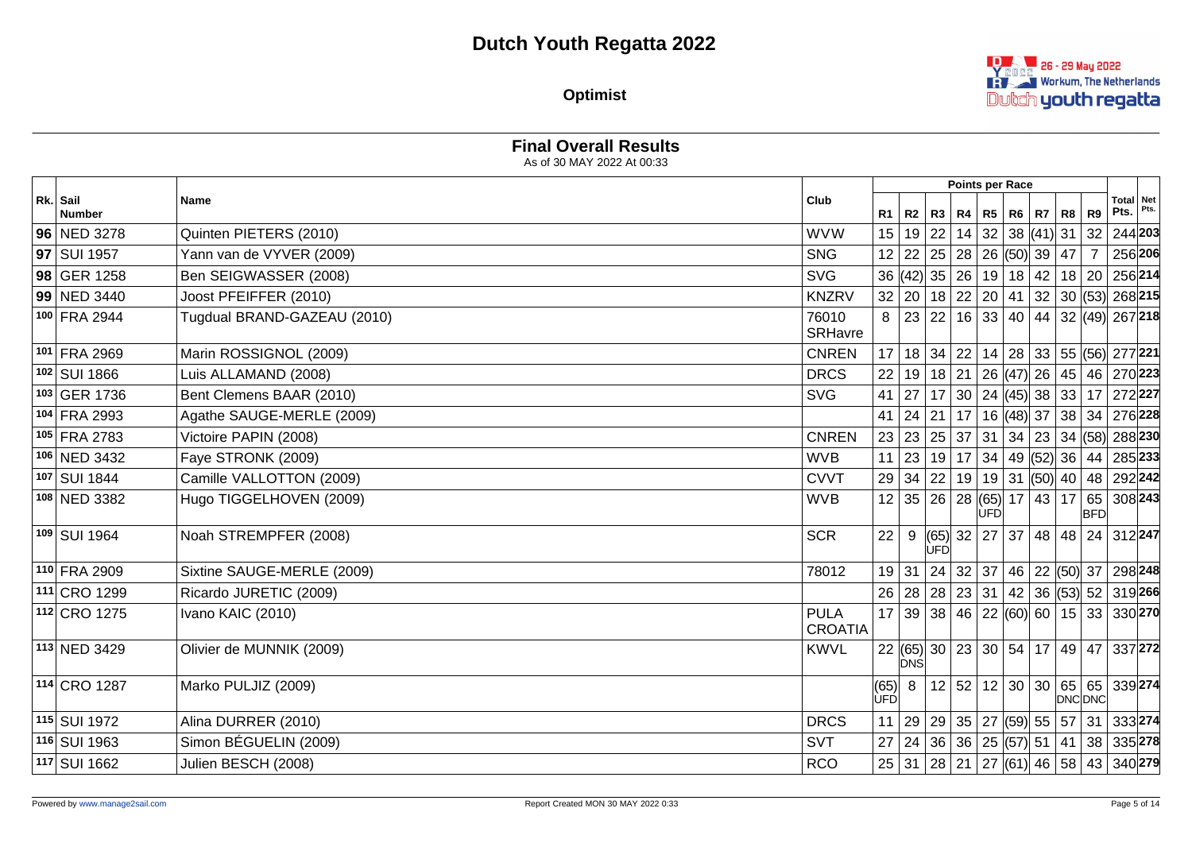# Dutch Youth Regatta 2022

## Optimist

### Final Overall Results

As of 30 MAY 2022 At 00:33

| Rk. | Sail Number | Name | Club | R1 | R2 | R3 | R4 | R5 | R6 | R7 | R8 | R9 | Total Pts. | Net Pts. |
|---|---|---|---|---|---|---|---|---|---|---|---|---|---|---|
| **96** | NED 3278 | Quinten PIETERS (2010) | WVW | 15 | 19 | 22 | 14 | 32 | 38 | (41) | 31 | 32 | 244 | **203** |
| **97** | SUI 1957 | Yann van de VYVER (2009) | SNG | 12 | 22 | 25 | 28 | 26 | (50) | 39 | 47 | 7 | 256 | **206** |
| **98** | GER 1258 | Ben SEIGWASSER (2008) | SVG | 36 | (42) | 35 | 26 | 19 | 18 | 42 | 18 | 20 | 256 | **214** |
| **99** | NED 3440 | Joost PFEIFFER (2010) | KNZRV | 32 | 20 | 18 | 22 | 20 | 41 | 32 | 30 | (53) | 268 | **215** |
| 100 | FRA 2944 | Tugdual BRAND-GAZEAU (2010) | 76010 SRHavre | 8 | 23 | 22 | 16 | 33 | 40 | 44 | 32 | (49) | 267 | **218** |
| 101 | FRA 2969 | Marin ROSSIGNOL (2009) | CNREN | 17 | 18 | 34 | 22 | 14 | 28 | 33 | 55 | (56) | 277 | **221** |
| 102 | SUI 1866 | Luis ALLAMAND (2008) | DRCS | 22 | 19 | 18 | 21 | 26 | (47) | 26 | 45 | 46 | 270 | **223** |
| 103 | GER 1736 | Bent Clemens BAAR (2010) | SVG | 41 | 27 | 17 | 30 | 24 | (45) | 38 | 33 | 17 | 272 | **227** |
| 104 | FRA 2993 | Agathe SAUGE-MERLE (2009) | | 41 | 24 | 21 | 17 | 16 | (48) | 37 | 38 | 34 | 276 | **228** |
| 105 | FRA 2783 | Victoire PAPIN (2008) | CNREN | 23 | 23 | 25 | 37 | 31 | 34 | 23 | 34 | (58) | 288 | **230** |
| 106 | NED 3432 | Faye STRONK (2009) | WVB | 11 | 23 | 19 | 17 | 34 | 49 | (52) | 36 | 44 | 285 | **233** |
| 107 | SUI 1844 | Camille VALLOTTON (2009) | CVVT | 29 | 34 | 22 | 19 | 19 | 31 | (50) | 40 | 48 | 292 | **242** |
| 108 | NED 3382 | Hugo TIGGELHOVEN (2009) | WVB | 12 | 35 | 26 | 28 | (65) UFD | 17 | 43 | 17 | 65 BFD | 308 | **243** |
| 109 | SUI 1964 | Noah STREMPFER (2008) | SCR | 22 | 9 | (65) UFD | 32 | 27 | 37 | 48 | 48 | 24 | 312 | **247** |
| 110 | FRA 2909 | Sixtine SAUGE-MERLE (2009) | 78012 | 19 | 31 | 24 | 32 | 37 | 46 | 22 | (50) | 37 | 298 | **248** |
| 111 | CRO 1299 | Ricardo JURETIC (2009) | | 26 | 28 | 28 | 23 | 31 | 42 | 36 | (53) | 52 | 319 | **266** |
| 112 | CRO 1275 | Ivano KAIC (2010) | PULA CROATIA | 17 | 39 | 38 | 46 | 22 | (60) | 60 | 15 | 33 | 330 | **270** |
| 113 | NED 3429 | Olivier de MUNNIK (2009) | KWVL | 22 | (65) DNS | 30 | 23 | 30 | 54 | 17 | 49 | 47 | 337 | **272** |
| 114 | CRO 1287 | Marko PULJIZ (2009) | | (65) UFD | 8 | 12 | 52 | 12 | 30 | 30 | 65 DNC | 65 DNC | 339 | **274** |
| 115 | SUI 1972 | Alina DURRER (2010) | DRCS | 11 | 29 | 29 | 35 | 27 | (59) | 55 | 57 | 31 | 333 | **274** |
| 116 | SUI 1963 | Simon BÉGUELIN (2009) | SVT | 27 | 24 | 36 | 36 | 25 | (57) | 51 | 41 | 38 | 335 | **278** |
| 117 | SUI 1662 | Julien BESCH (2008) | RCO | 25 | 31 | 28 | 21 | 27 | (61) | 46 | 58 | 43 | 340 | **279** |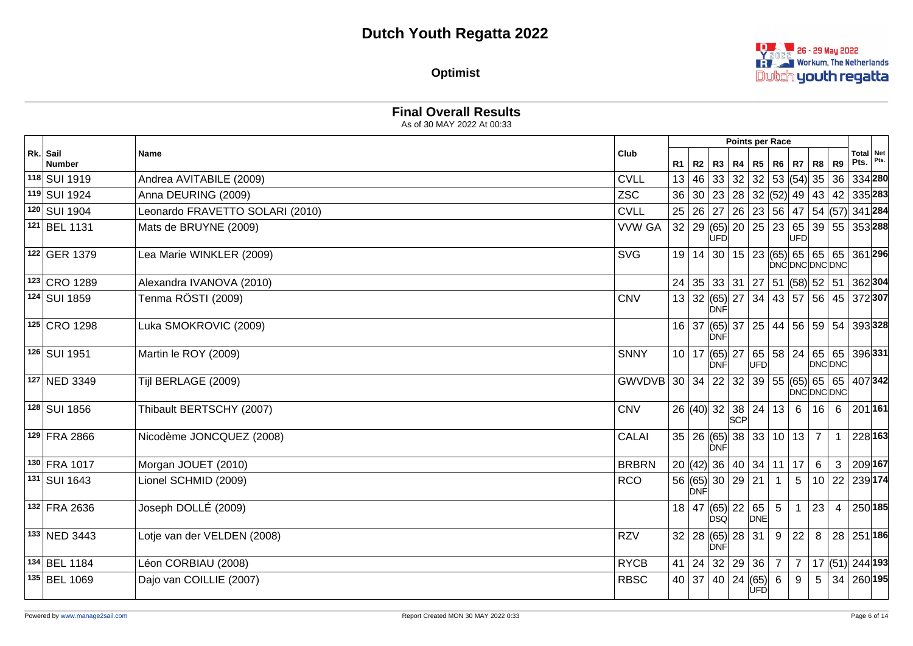# Dutch Youth Regatta 2022

## Optimist

26 - 29 May 2022
Workum, The Netherlands
Dutch youth regatta

### Final Overall Results

As of 30 MAY 2022 At 00:33

| Rk. | Sail Number | Name | Club | R1 | R2 | R3 | R4 | R5 | R6 | R7 | R8 | R9 | Total Pts. | Net Pts. |
|---|---|---|---|---|---|---|---|---|---|---|---|---|---|---|
| 118 | SUI 1919 | Andrea AVITABILE (2009) | CVLL | 13 | 46 | 33 | 32 | 32 | 53 | (54) | 35 | 36 | 334 | **280** |
| 119 | SUI 1924 | Anna DEURING (2009) | ZSC | 36 | 30 | 23 | 28 | 32 | (52) | 49 | 43 | 42 | 335 | **283** |
| 120 | SUI 1904 | Leonardo FRAVETTO SOLARI (2010) | CVLL | 25 | 26 | 27 | 26 | 23 | 56 | 47 | 54 | (57) | 341 | **284** |
| 121 | BEL 1131 | Mats de BRUYNE (2009) | VVW GA | 32 | 29 | (65) UFD | 20 | 25 | 23 | 65 UFD | 39 | 55 | 353 | **288** |
| 122 | GER 1379 | Lea Marie WINKLER (2009) | SVG | 19 | 14 | 30 | 15 | 23 | (65) DNC | 65 DNC | 65 DNC | 65 DNC | 361 | **296** |
| 123 | CRO 1289 | Alexandra IVANOVA (2010) | | 24 | 35 | 33 | 31 | 27 | 51 | (58) | 52 | 51 | 362 | **304** |
| 124 | SUI 1859 | Tenma RÖSTI (2009) | CNV | 13 | 32 | (65) DNF | 27 | 34 | 43 | 57 | 56 | 45 | 372 | **307** |
| 125 | CRO 1298 | Luka SMOKROVIC (2009) | | 16 | 37 | (65) DNF | 37 | 25 | 44 | 56 | 59 | 54 | 393 | **328** |
| 126 | SUI 1951 | Martin le ROY (2009) | SNNY | 10 | 17 | (65) DNF | 27 | 65 UFD | 58 | 24 | 65 DNC | 65 DNC | 396 | **331** |
| 127 | NED 3349 | Tijl BERLAGE (2009) | GWVDVB | 30 | 34 | 22 | 32 | 39 | 55 | (65) DNC | 65 DNC | 65 DNC | 407 | **342** |
| 128 | SUI 1856 | Thibault BERTSCHY (2007) | CNV | 26 | (40) | 32 | 38 SCP | 24 | 13 | 6 | 16 | 6 | 201 | **161** |
| 129 | FRA 2866 | Nicodème JONCQUEZ (2008) | CALAI | 35 | 26 | (65) DNF | 38 | 33 | 10 | 13 | 7 | 1 | 228 | **163** |
| 130 | FRA 1017 | Morgan JOUET (2010) | BRBRN | 20 | (42) | 36 | 40 | 34 | 11 | 17 | 6 | 3 | 209 | **167** |
| 131 | SUI 1643 | Lionel SCHMID (2009) | RCO | 56 | (65) DNF | 30 | 29 | 21 | 1 | 5 | 10 | 22 | 239 | **174** |
| 132 | FRA 2636 | Joseph DOLLÉ (2009) | | 18 | 47 | (65) DSQ | 22 | 65 DNE | 5 | 1 | 23 | 4 | 250 | **185** |
| 133 | NED 3443 | Lotje van der VELDEN (2008) | RZV | 32 | 28 | (65) DNF | 28 | 31 | 9 | 22 | 8 | 28 | 251 | **186** |
| 134 | BEL 1184 | Léon CORBIAU (2008) | RYCB | 41 | 24 | 32 | 29 | 36 | 7 | 7 | 17 | (51) | 244 | **193** |
| 135 | BEL 1069 | Dajo van COILLIE (2007) | RBSC | 40 | 37 | 40 | 24 | (65) UFD | 6 | 9 | 5 | 34 | 260 | **195** |

Powered by www.manage2sail.com — Report Created MON 30 MAY 2022 0:33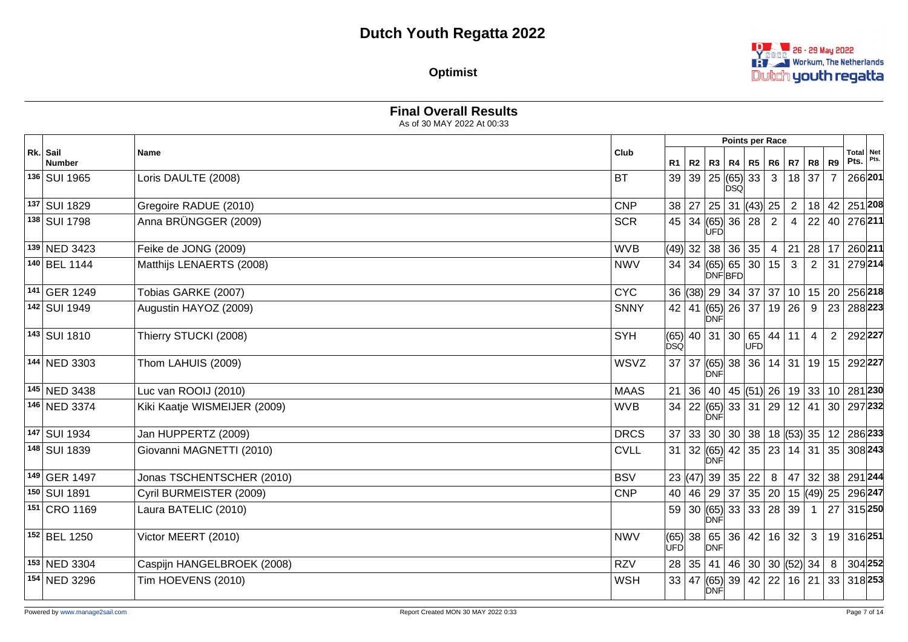# Dutch Youth Regatta 2022

**Optimist**

## Final Overall Results

As of 30 MAY 2022 At 00:33

| Rk. | Sail Number | Name | Club | R1 | R2 | R3 | R4 | R5 | R6 | R7 | R8 | R9 | Total Pts. | Net Pts. |
|---|---|---|---|---|---|---|---|---|---|---|---|---|---|---|
| 136 | SUI 1965 | Loris DAULTE (2008) | BT | 39 | 39 | 25 | (65) DSQ | 33 | 3 | 18 | 37 | 7 | 266 | **201** |
| 137 | SUI 1829 | Gregoire RADUE (2010) | CNP | 38 | 27 | 25 | 31 | (43) | 25 | 2 | 18 | 42 | 251 | **208** |
| 138 | SUI 1798 | Anna BRÜNGGER (2009) | SCR | 45 | 34 | (65) UFD | 36 | 28 | 2 | 4 | 22 | 40 | 276 | **211** |
| 139 | NED 3423 | Feike de JONG (2009) | WVB | (49) | 32 | 38 | 36 | 35 | 4 | 21 | 28 | 17 | 260 | **211** |
| 140 | BEL 1144 | Matthijs LENAERTS (2008) | NWV | 34 | 34 | (65) DNF | 65 BFD | 30 | 15 | 3 | 2 | 31 | 279 | **214** |
| 141 | GER 1249 | Tobias GARKE (2007) | CYC | 36 | (38) | 29 | 34 | 37 | 37 | 10 | 15 | 20 | 256 | **218** |
| 142 | SUI 1949 | Augustin HAYOZ (2009) | SNNY | 42 | 41 | (65) DNF | 26 | 37 | 19 | 26 | 9 | 23 | 288 | **223** |
| 143 | SUI 1810 | Thierry STUCKI (2008) | SYH | (65) DSQ | 40 | 31 | 30 | 65 UFD | 44 | 11 | 4 | 2 | 292 | **227** |
| 144 | NED 3303 | Thom LAHUIS (2009) | WSVZ | 37 | 37 | (65) DNF | 38 | 36 | 14 | 31 | 19 | 15 | 292 | **227** |
| 145 | NED 3438 | Luc van ROOIJ (2010) | MAAS | 21 | 36 | 40 | 45 | (51) | 26 | 19 | 33 | 10 | 281 | **230** |
| 146 | NED 3374 | Kiki Kaatje WISMEIJER (2009) | WVB | 34 | 22 | (65) DNF | 33 | 31 | 29 | 12 | 41 | 30 | 297 | **232** |
| 147 | SUI 1934 | Jan HUPPERTZ (2009) | DRCS | 37 | 33 | 30 | 30 | 38 | 18 | (53) | 35 | 12 | 286 | **233** |
| 148 | SUI 1839 | Giovanni MAGNETTI (2010) | CVLL | 31 | 32 | (65) DNF | 42 | 35 | 23 | 14 | 31 | 35 | 308 | **243** |
| 149 | GER 1497 | Jonas TSCHENTSCHER (2010) | BSV | 23 | (47) | 39 | 35 | 22 | 8 | 47 | 32 | 38 | 291 | **244** |
| 150 | SUI 1891 | Cyril BURMEISTER (2009) | CNP | 40 | 46 | 29 | 37 | 35 | 20 | 15 | (49) | 25 | 296 | **247** |
| 151 | CRO 1169 | Laura BATELIC (2010) | | 59 | 30 | (65) DNF | 33 | 33 | 28 | 39 | 1 | 27 | 315 | **250** |
| 152 | BEL 1250 | Victor MEERT (2010) | NWV | (65) UFD | 38 | 65 DNF | 36 | 42 | 16 | 32 | 3 | 19 | 316 | **251** |
| 153 | NED 3304 | Caspijn HANGELBROEK (2008) | RZV | 28 | 35 | 41 | 46 | 30 | 30 | (52) | 34 | 8 | 304 | **252** |
| 154 | NED 3296 | Tim HOEVENS (2010) | WSH | 33 | 47 | (65) DNF | 39 | 42 | 22 | 16 | 21 | 33 | 318 | **253** |

Powered by www.manage2sail.com — Report Created MON 30 MAY 2022 0:33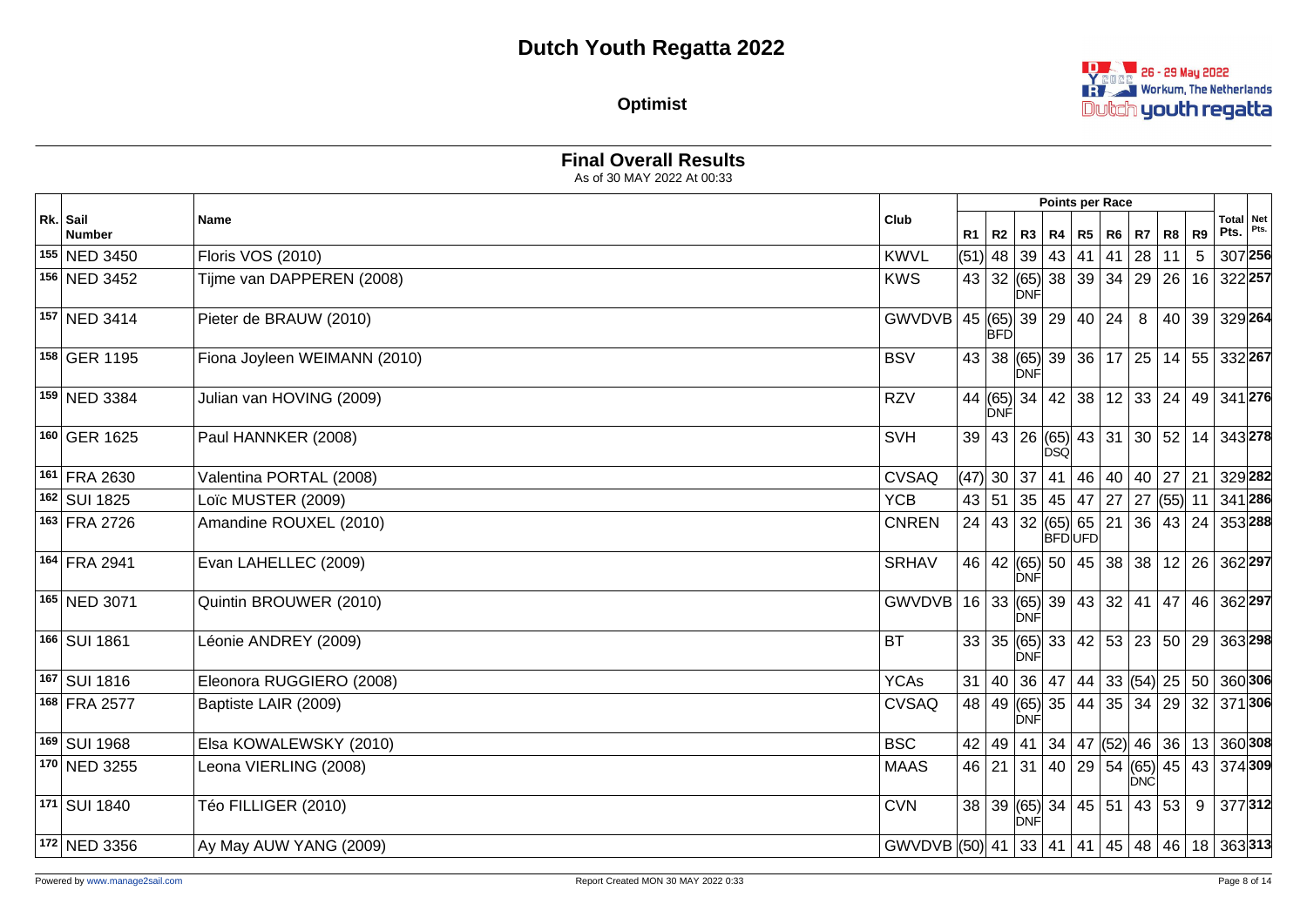# Dutch Youth Regatta 2022

**Optimist**

26 - 29 May 2022
Workum, The Netherlands
Dutch youth regatta

## Final Overall Results

As of 30 MAY 2022 At 00:33

| Rk. | Sail Number | Name | Club | R1 | R2 | R3 | R4 | R5 | R6 | R7 | R8 | R9 | Total Pts. | Net Pts. |
|---|---|---|---|---|---|---|---|---|---|---|---|---|---|---|
| | | | | Points per Race | | | | | | | | | | |
| 155 | NED 3450 | Floris VOS (2010) | KWVL | (51) | 48 | 39 | 43 | 41 | 41 | 28 | 11 | 5 | 307 | **256** |
| 156 | NED 3452 | Tijme van DAPPEREN (2008) | KWS | 43 | 32 | (65) DNF | 38 | 39 | 34 | 29 | 26 | 16 | 322 | **257** |
| 157 | NED 3414 | Pieter de BRAUW (2010) | GWVDVB | 45 | (65) BFD | 39 | 29 | 40 | 24 | 8 | 40 | 39 | 329 | **264** |
| 158 | GER 1195 | Fiona Joyleen WEIMANN (2010) | BSV | 43 | 38 | (65) DNF | 39 | 36 | 17 | 25 | 14 | 55 | 332 | **267** |
| 159 | NED 3384 | Julian van HOVING (2009) | RZV | 44 | (65) DNF | 34 | 42 | 38 | 12 | 33 | 24 | 49 | 341 | **276** |
| 160 | GER 1625 | Paul HANNKER (2008) | SVH | 39 | 43 | 26 | (65) DSQ | 43 | 31 | 30 | 52 | 14 | 343 | **278** |
| 161 | FRA 2630 | Valentina PORTAL (2008) | CVSAQ | (47) | 30 | 37 | 41 | 46 | 40 | 40 | 27 | 21 | 329 | **282** |
| 162 | SUI 1825 | Loïc MUSTER (2009) | YCB | 43 | 51 | 35 | 45 | 47 | 27 | 27 | (55) | 11 | 341 | **286** |
| 163 | FRA 2726 | Amandine ROUXEL (2010) | CNREN | 24 | 43 | 32 | (65) BFD | 65 UFD | 21 | 36 | 43 | 24 | 353 | **288** |
| 164 | FRA 2941 | Evan LAHELLEC (2009) | SRHAV | 46 | 42 | (65) DNF | 50 | 45 | 38 | 38 | 12 | 26 | 362 | **297** |
| 165 | NED 3071 | Quintin BROUWER (2010) | GWVDVB | 16 | 33 | (65) DNF | 39 | 43 | 32 | 41 | 47 | 46 | 362 | **297** |
| 166 | SUI 1861 | Léonie ANDREY (2009) | BT | 33 | 35 | (65) DNF | 33 | 42 | 53 | 23 | 50 | 29 | 363 | **298** |
| 167 | SUI 1816 | Eleonora RUGGIERO (2008) | YCAs | 31 | 40 | 36 | 47 | 44 | 33 | (54) | 25 | 50 | 360 | **306** |
| 168 | FRA 2577 | Baptiste LAIR (2009) | CVSAQ | 48 | 49 | (65) DNF | 35 | 44 | 35 | 34 | 29 | 32 | 371 | **306** |
| 169 | SUI 1968 | Elsa KOWALEWSKY (2010) | BSC | 42 | 49 | 41 | 34 | 47 | (52) | 46 | 36 | 13 | 360 | **308** |
| 170 | NED 3255 | Leona VIERLING (2008) | MAAS | 46 | 21 | 31 | 40 | 29 | 54 | (65) DNC | 45 | 43 | 374 | **309** |
| 171 | SUI 1840 | Téo FILLIGER (2010) | CVN | 38 | 39 | (65) DNF | 34 | 45 | 51 | 43 | 53 | 9 | 377 | **312** |
| 172 | NED 3356 | Ay May AUW YANG (2009) | GWVDVB | (50) | 41 | 33 | 41 | 41 | 45 | 48 | 46 | 18 | 363 | **313** |

Powered by www.manage2sail.com — Report Created MON 30 MAY 2022 0:33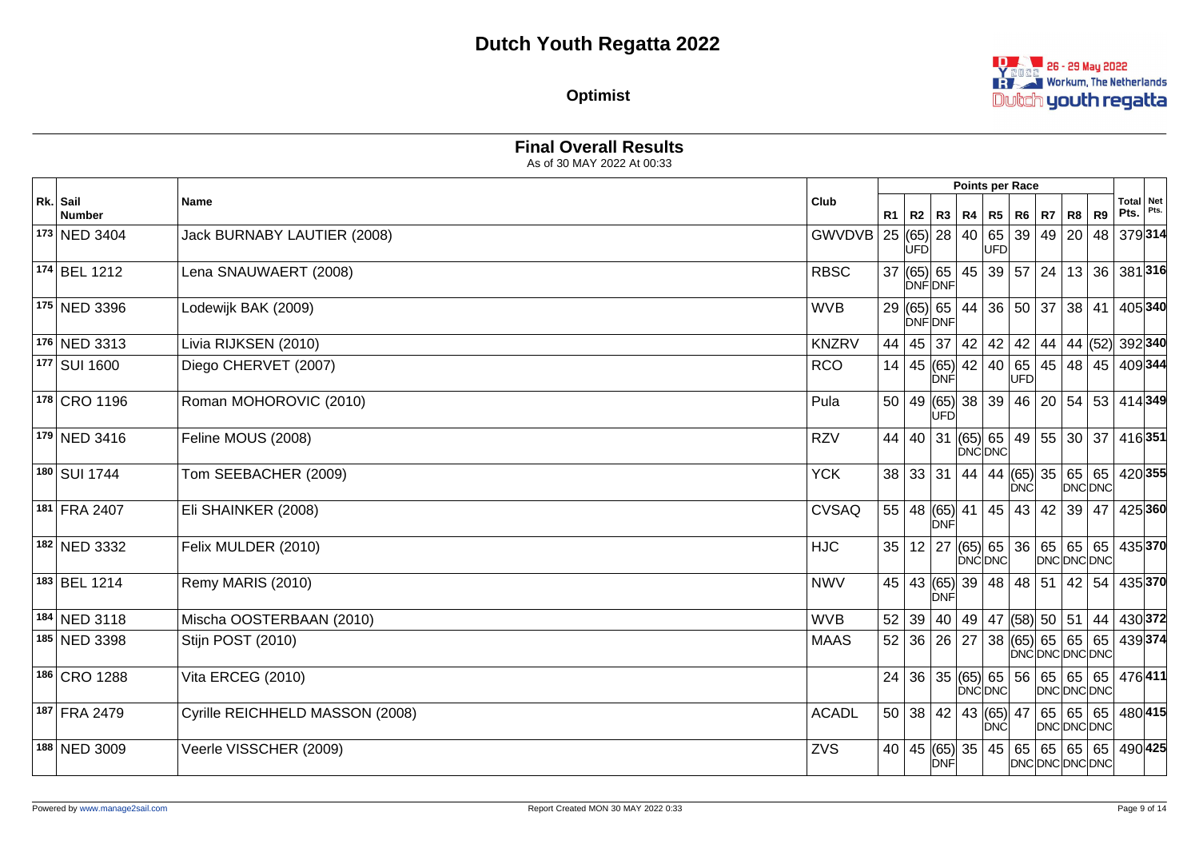# Dutch Youth Regatta 2022

## Optimist

### Final Overall Results

As of 30 MAY 2022 At 00:33

| Rk. | Sail Number | Name | Club | R1 | R2 | R3 | R4 | R5 | R6 | R7 | R8 | R9 | Total Pts. | Net Pts. |
|---|---|---|---|---|---|---|---|---|---|---|---|---|---|---|
| 173 | NED 3404 | Jack BURNABY LAUTIER (2008) | GWVDVB | 25 | (65) UFD | 28 | 40 | 65 UFD | 39 | 49 | 20 | 48 | 379 | **314** |
| 174 | BEL 1212 | Lena SNAUWAERT (2008) | RBSC | 37 | (65) DNF | 65 DNF | 45 | 39 | 57 | 24 | 13 | 36 | 381 | **316** |
| 175 | NED 3396 | Lodewijk BAK (2009) | WVB | 29 | (65) DNF | 65 DNF | 44 | 36 | 50 | 37 | 38 | 41 | 405 | **340** |
| 176 | NED 3313 | Livia RIJKSEN (2010) | KNZRV | 44 | 45 | 37 | 42 | 42 | 42 | 44 | 44 | (52) | 392 | **340** |
| 177 | SUI 1600 | Diego CHERVET (2007) | RCO | 14 | 45 | (65) DNF | 42 | 40 | 65 UFD | 45 | 48 | 45 | 409 | **344** |
| 178 | CRO 1196 | Roman MOHOROVIC (2010) | Pula | 50 | 49 | (65) UFD | 38 | 39 | 46 | 20 | 54 | 53 | 414 | **349** |
| 179 | NED 3416 | Feline MOUS (2008) | RZV | 44 | 40 | 31 | (65) DNC | 65 DNC | 49 | 55 | 30 | 37 | 416 | **351** |
| 180 | SUI 1744 | Tom SEEBACHER (2009) | YCK | 38 | 33 | 31 | 44 | 44 | (65) DNC | 35 | 65 DNC | 65 DNC | 420 | **355** |
| 181 | FRA 2407 | Eli SHAINKER (2008) | CVSAQ | 55 | 48 | (65) DNF | 41 | 45 | 43 | 42 | 39 | 47 | 425 | **360** |
| 182 | NED 3332 | Felix MULDER (2010) | HJC | 35 | 12 | 27 | (65) DNC | 65 DNC | 36 | 65 DNC | 65 DNC | 65 DNC | 435 | **370** |
| 183 | BEL 1214 | Remy MARIS (2010) | NWV | 45 | 43 | (65) DNF | 39 | 48 | 48 | 51 | 42 | 54 | 435 | **370** |
| 184 | NED 3118 | Mischa OOSTERBAAN (2010) | WVB | 52 | 39 | 40 | 49 | 47 | (58) | 50 | 51 | 44 | 430 | **372** |
| 185 | NED 3398 | Stijn POST (2010) | MAAS | 52 | 36 | 26 | 27 | 38 | (65) DNC | 65 DNC | 65 DNC | 65 DNC | 439 | **374** |
| 186 | CRO 1288 | Vita ERCEG (2010) | | 24 | 36 | 35 | (65) DNC | 65 DNC | 56 | 65 DNC | 65 DNC | 65 DNC | 476 | **411** |
| 187 | FRA 2479 | Cyrille REICHHELD MASSON (2008) | ACADL | 50 | 38 | 42 | 43 | (65) DNC | 47 | 65 DNC | 65 DNC | 65 DNC | 480 | **415** |
| 188 | NED 3009 | Veerle VISSCHER (2009) | ZVS | 40 | 45 | (65) DNF | 35 | 45 | 65 DNC | 65 DNC | 65 DNC | 65 DNC | 490 | **425** |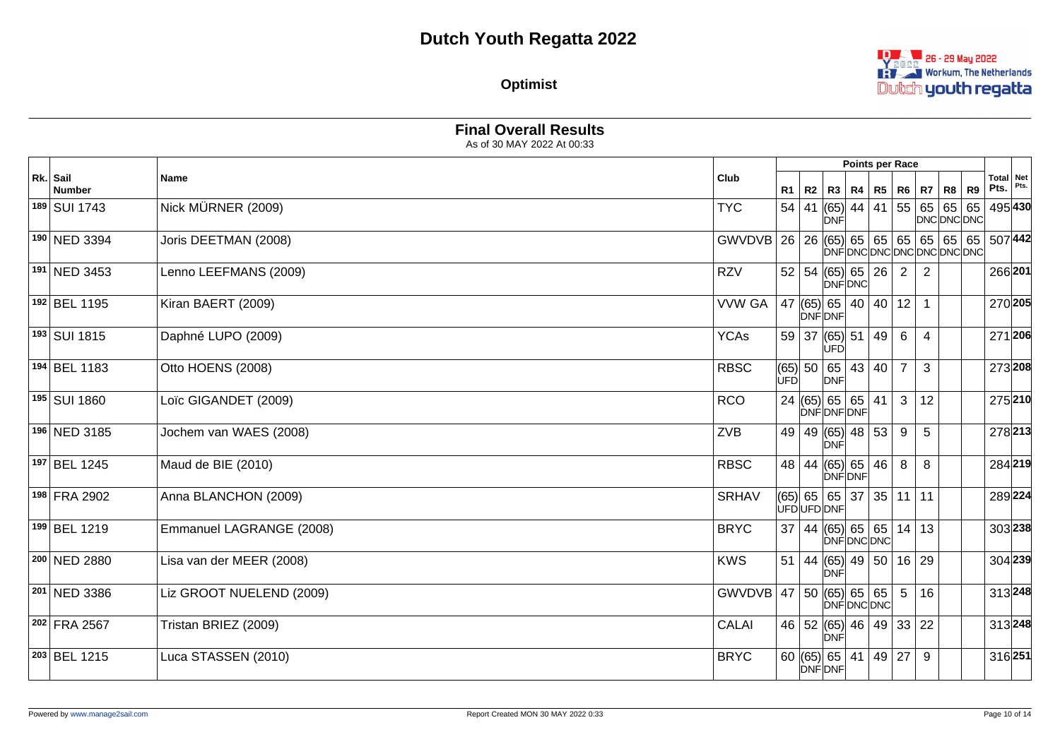# Dutch Youth Regatta 2022

**Optimist**

## Final Overall Results

As of 30 MAY 2022 At 00:33

| Rk. | Sail Number | Name | Club | R1 | R2 | R3 | R4 | R5 | R6 | R7 | R8 | R9 | Total Pts. | Net Pts. |
|---|---|---|---|---|---|---|---|---|---|---|---|---|---|---|
| 189 | SUI 1743 | Nick MÜRNER (2009) | TYC | 54 | 41 | (65) DNF | 44 | 41 | 55 | 65 DNC | 65 DNC | 65 DNC | 495 | **430** |
| 190 | NED 3394 | Joris DEETMAN (2008) | GWVDVB | 26 | 26 | (65) DNF | 65 DNC | 65 DNC | 65 DNC | 65 DNC | 65 DNC | 65 DNC | 507 | **442** |
| 191 | NED 3453 | Lenno LEEFMANS (2009) | RZV | 52 | 54 | (65) | 65 DNF | 26 DNC | 2 | 2 | | | 266 | **201** |
| 192 | BEL 1195 | Kiran BAERT (2009) | VVW GA | 47 | (65) DNF | 65 DNF | 40 | 40 | 12 | 1 | | | 270 | **205** |
| 193 | SUI 1815 | Daphné LUPO (2009) | YCAs | 59 | 37 | (65) UFD | 51 | 49 | 6 | 4 | | | 271 | **206** |
| 194 | BEL 1183 | Otto HOENS (2008) | RBSC | (65) UFD | 50 | 65 DNF | 43 | 40 | 7 | 3 | | | 273 | **208** |
| 195 | SUI 1860 | Loïc GIGANDET (2009) | RCO | 24 | (65) DNF | 65 DNF | 65 DNF | 41 | 3 | 12 | | | 275 | **210** |
| 196 | NED 3185 | Jochem van WAES (2008) | ZVB | 49 | 49 | (65) DNF | 48 | 53 | 9 | 5 | | | 278 | **213** |
| 197 | BEL 1245 | Maud de BIE (2010) | RBSC | 48 | 44 | (65) | 65 DNF | 46 DNF | 8 | 8 | | | 284 | **219** |
| 198 | FRA 2902 | Anna BLANCHON (2009) | SRHAV | (65) UFD | 65 UFD | 65 DNF | 37 | 35 | 11 | 11 | | | 289 | **224** |
| 199 | BEL 1219 | Emmanuel LAGRANGE (2008) | BRYC | 37 | 44 | (65) DNF | 65 DNC | 65 DNC | 14 | 13 | | | 303 | **238** |
| 200 | NED 2880 | Lisa van der MEER (2008) | KWS | 51 | 44 | (65) DNF | 49 | 50 | 16 | 29 | | | 304 | **239** |
| 201 | NED 3386 | Liz GROOT NUELEND (2009) | GWVDVB | 47 | 50 | (65) DNF | 65 DNC | 65 DNC | 5 | 16 | | | 313 | **248** |
| 202 | FRA 2567 | Tristan BRIEZ (2009) | CALAI | 46 | 52 | (65) DNF | 46 | 49 | 33 | 22 | | | 313 | **248** |
| 203 | BEL 1215 | Luca STASSEN (2010) | BRYC | 60 | (65) DNF | 65 DNF | 41 | 49 | 27 | 9 | | | 316 | **251** |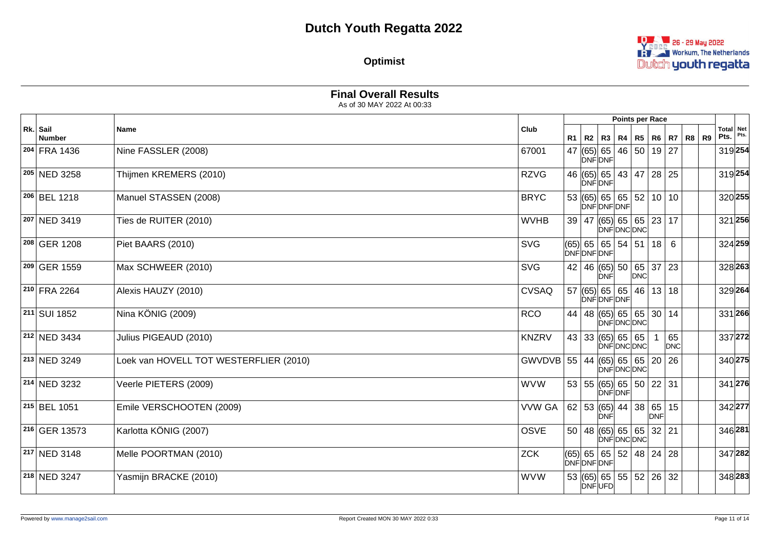# Dutch Youth Regatta 2022

**Optimist**

26 - 29 May 2022
Workum, The Netherlands
Dutch youth regatta

## Final Overall Results

As of 30 MAY 2022 At 00:33

| Rk. | Sail Number | Name | Club | R1 | R2 | R3 | R4 | R5 | R6 | R7 | R8 | R9 | Total Pts. | Net Pts. |
|---|---|---|---|---|---|---|---|---|---|---|---|---|---|---|
| 204 | FRA 1436 | Nine FASSLER (2008) | 67001 | 47 | (65) DNF | 65 DNF | 46 | 50 | 19 | 27 | | | 319 | **254** |
| 205 | NED 3258 | Thijmen KREMERS (2010) | RZVG | 46 | (65) DNF | 65 DNF | 43 | 47 | 28 | 25 | | | 319 | **254** |
| 206 | BEL 1218 | Manuel STASSEN (2008) | BRYC | 53 | (65) DNF | 65 DNF | 65 DNF | 52 | 10 | 10 | | | 320 | **255** |
| 207 | NED 3419 | Ties de RUITER (2010) | WVHB | 39 | 47 | (65) DNF | 65 DNC | 65 DNC | 23 | 17 | | | 321 | **256** |
| 208 | GER 1208 | Piet BAARS (2010) | SVG | (65) DNF | 65 DNF | 65 DNF | 54 | 51 | 18 | 6 | | | 324 | **259** |
| 209 | GER 1559 | Max SCHWEER (2010) | SVG | 42 | 46 | (65) DNF | 50 | 65 DNC | 37 | 23 | | | 328 | **263** |
| 210 | FRA 2264 | Alexis HAUZY (2010) | CVSAQ | 57 | (65) DNF | 65 DNF | 65 DNF | 46 | 13 | 18 | | | 329 | **264** |
| 211 | SUI 1852 | Nina KÖNIG (2009) | RCO | 44 | 48 | (65) DNF | 65 DNC | 65 DNC | 30 | 14 | | | 331 | **266** |
| 212 | NED 3434 | Julius PIGEAUD (2010) | KNZRV | 43 | 33 | (65) DNF | 65 DNC | 65 DNC | 1 | 65 DNC | | | 337 | **272** |
| 213 | NED 3249 | Loek van HOVELL TOT WESTERFLIER (2010) | GWVDVB | 55 | 44 | (65) DNF | 65 DNC | 65 DNC | 20 | 26 | | | 340 | **275** |
| 214 | NED 3232 | Veerle PIETERS (2009) | WVW | 53 | 55 | (65) DNF | 65 DNF | 50 | 22 | 31 | | | 341 | **276** |
| 215 | BEL 1051 | Emile VERSCHOOTEN (2009) | VVW GA | 62 | 53 | (65) DNF | 44 | 38 | 65 DNF | 15 | | | 342 | **277** |
| 216 | GER 13573 | Karlotta KÖNIG (2007) | OSVE | 50 | 48 | (65) DNF | 65 DNC | 65 DNC | 32 | 21 | | | 346 | **281** |
| 217 | NED 3148 | Melle POORTMAN (2010) | ZCK | (65) DNF | 65 DNF | 65 DNF | 52 | 48 | 24 | 28 | | | 347 | **282** |
| 218 | NED 3247 | Yasmijn BRACKE (2010) | WVW | 53 | (65) DNF | 65 UFD | 55 | 52 | 26 | 32 | | | 348 | **283** |

Powered by www.manage2sail.com

Report Created MON 30 MAY 2022 0:33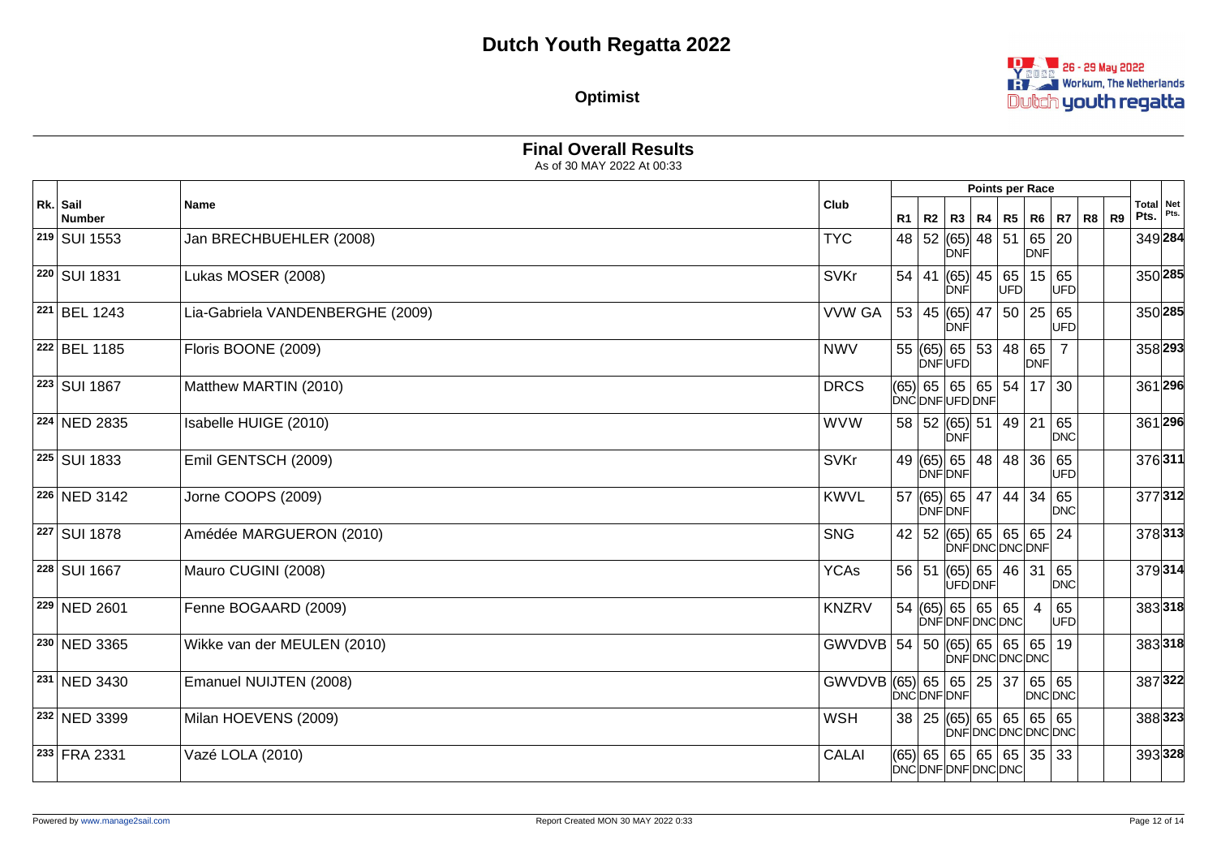# Dutch Youth Regatta 2022

## Optimist

### Final Overall Results

As of 30 MAY 2022 At 00:33

| Rk. | Sail Number | Name | Club | R1 | R2 | R3 | R4 | R5 | R6 | R7 | R8 | R9 | Total Pts. | Net Pts. |
|---|---|---|---|---|---|---|---|---|---|---|---|---|---|---|
| 219 | SUI 1553 | Jan BRECHBUEHLER (2008) | TYC | 48 | 52 | (65) DNF | 48 | 51 | 65 DNF | 20 | | | 349 | **284** |
| 220 | SUI 1831 | Lukas MOSER (2008) | SVKr | 54 | 41 | (65) DNF | 45 | 65 UFD | 15 | 65 UFD | | | 350 | **285** |
| 221 | BEL 1243 | Lia-Gabriela VANDENBERGHE (2009) | VVW GA | 53 | 45 | (65) DNF | 47 | 50 | 25 | 65 UFD | | | 350 | **285** |
| 222 | BEL 1185 | Floris BOONE (2009) | NWV | 55 | (65) DNF | 65 UFD | 53 | 48 | 65 DNF | 7 | | | 358 | **293** |
| 223 | SUI 1867 | Matthew MARTIN (2010) | DRCS | (65) DNC | 65 DNF | 65 UFD | 65 DNF | 54 | 17 | 30 | | | 361 | **296** |
| 224 | NED 2835 | Isabelle HUIGE (2010) | WVW | 58 | 52 | (65) DNF | 51 | 49 | 21 | 65 DNC | | | 361 | **296** |
| 225 | SUI 1833 | Emil GENTSCH (2009) | SVKr | 49 | (65) DNF | 65 DNF | 48 | 48 | 36 | 65 UFD | | | 376 | **311** |
| 226 | NED 3142 | Jorne COOPS (2009) | KWVL | 57 | (65) DNF | 65 DNF | 47 | 44 | 34 | 65 DNC | | | 377 | **312** |
| 227 | SUI 1878 | Amédée MARGUERON (2010) | SNG | 42 | 52 | (65) DNF | 65 DNC | 65 DNC | 65 DNF | 24 | | | 378 | **313** |
| 228 | SUI 1667 | Mauro CUGINI (2008) | YCAs | 56 | 51 | (65) UFD | 65 DNF | 46 | 31 | 65 DNC | | | 379 | **314** |
| 229 | NED 2601 | Fenne BOGAARD (2009) | KNZRV | 54 | (65) DNF | 65 DNF | 65 DNC | 65 DNC | 4 | 65 UFD | | | 383 | **318** |
| 230 | NED 3365 | Wikke van der MEULEN (2010) | GWVDVB | 54 | 50 | (65) DNF | 65 DNC | 65 DNC | 65 DNC | 19 | | | 383 | **318** |
| 231 | NED 3430 | Emanuel NUIJTEN (2008) | GWVDVB | (65) DNC | 65 DNF | 65 DNF | 25 | 37 | 65 DNC | 65 DNC | | | 387 | **322** |
| 232 | NED 3399 | Milan HOEVENS (2009) | WSH | 38 | 25 | (65) DNF | 65 DNC | 65 DNC | 65 DNC | 65 DNC | | | 388 | **323** |
| 233 | FRA 2331 | Vazé LOLA (2010) | CALAI | (65) DNC | 65 DNF | 65 DNF | 65 DNC | 65 DNC | 35 | 33 | | | 393 | **328** |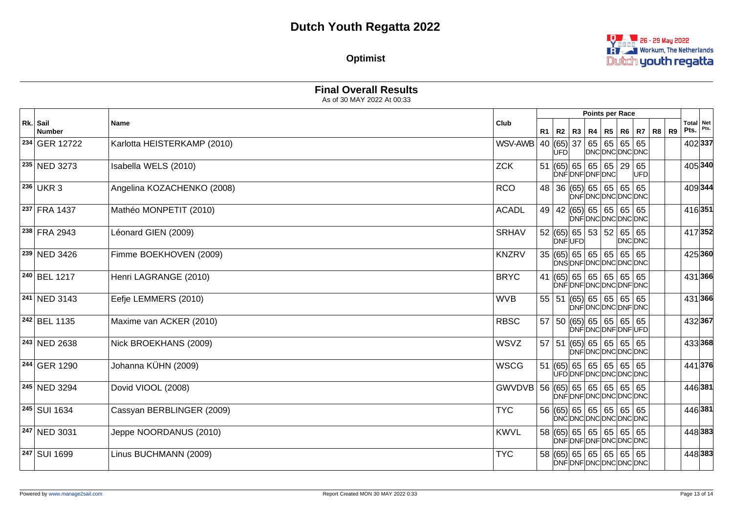# Dutch Youth Regatta 2022

**Optimist**

26 - 29 May 2022
Workum, The Netherlands
Dutch youth regatta

## Final Overall Results

As of 30 MAY 2022 At 00:33

| Rk. | Sail Number | Name | Club | R1 | R2 | R3 | R4 | R5 | R6 | R7 | R8 | R9 | Total Pts. | Net Pts. |
|---|---|---|---|---|---|---|---|---|---|---|---|---|---|---|
| 234 | GER 12722 | Karlotta HEISTERKAMP (2010) | WSV-AWB | 40 | (65) UFD | 37 | 65 DNC | 65 DNC | 65 DNC | 65 DNC | | | 402 | **337** |
| 235 | NED 3273 | Isabella WELS (2010) | ZCK | 51 | (65) DNF | 65 DNF | 65 DNF | 65 DNC | 29 | 65 UFD | | | 405 | **340** |
| 236 | UKR 3 | Angelina KOZACHENKO (2008) | RCO | 48 | 36 | (65) DNF | 65 DNC | 65 DNC | 65 DNC | 65 DNC | | | 409 | **344** |
| 237 | FRA 1437 | Mathéo MONPETIT (2010) | ACADL | 49 | 42 | (65) DNF | 65 DNC | 65 DNC | 65 DNC | 65 DNC | | | 416 | **351** |
| 238 | FRA 2943 | Léonard GIEN (2009) | SRHAV | 52 | (65) DNF | 65 UFD | 53 | 52 | 65 DNC | 65 DNC | | | 417 | **352** |
| 239 | NED 3426 | Fimme BOEKHOVEN (2009) | KNZRV | 35 | (65) DNS | 65 DNF | 65 DNC | 65 DNC | 65 DNC | 65 DNC | | | 425 | **360** |
| 240 | BEL 1217 | Henri LAGRANGE (2010) | BRYC | 41 | (65) DNF | 65 DNF | 65 DNC | 65 DNC | 65 DNF | 65 DNC | | | 431 | **366** |
| 241 | NED 3143 | Eefje LEMMERS (2010) | WVB | 55 | 51 | (65) DNF | 65 DNC | 65 DNC | 65 DNF | 65 DNC | | | 431 | **366** |
| 242 | BEL 1135 | Maxime van ACKER (2010) | RBSC | 57 | 50 | (65) DNF | 65 DNC | 65 DNF | 65 DNF | 65 UFD | | | 432 | **367** |
| 243 | NED 2638 | Nick BROEKHANS (2009) | WSVZ | 57 | 51 | (65) DNF | 65 DNC | 65 DNC | 65 DNC | 65 DNC | | | 433 | **368** |
| 244 | GER 1290 | Johanna KÜHN (2009) | WSCG | 51 | (65) UFD | 65 DNF | 65 DNC | 65 DNC | 65 DNC | 65 DNC | | | 441 | **376** |
| 245 | NED 3294 | Dovid VIOOL (2008) | GWVDVB | 56 | (65) DNF | 65 DNF | 65 DNC | 65 DNC | 65 DNC | 65 DNC | | | 446 | **381** |
| 245 | SUI 1634 | Cassyan BERBLINGER (2009) | TYC | 56 | (65) DNC | 65 DNC | 65 DNC | 65 DNC | 65 DNC | 65 DNC | | | 446 | **381** |
| 247 | NED 3031 | Jeppe NOORDANUS (2010) | KWVL | 58 | (65) DNF | 65 DNF | 65 DNF | 65 DNC | 65 DNC | 65 DNC | | | 448 | **383** |
| 247 | SUI 1699 | Linus BUCHMANN (2009) | TYC | 58 | (65) DNF | 65 DNF | 65 DNC | 65 DNC | 65 DNC | 65 DNC | | | 448 | **383** |

Powered by www.manage2sail.com

Report Created MON 30 MAY 2022 0:33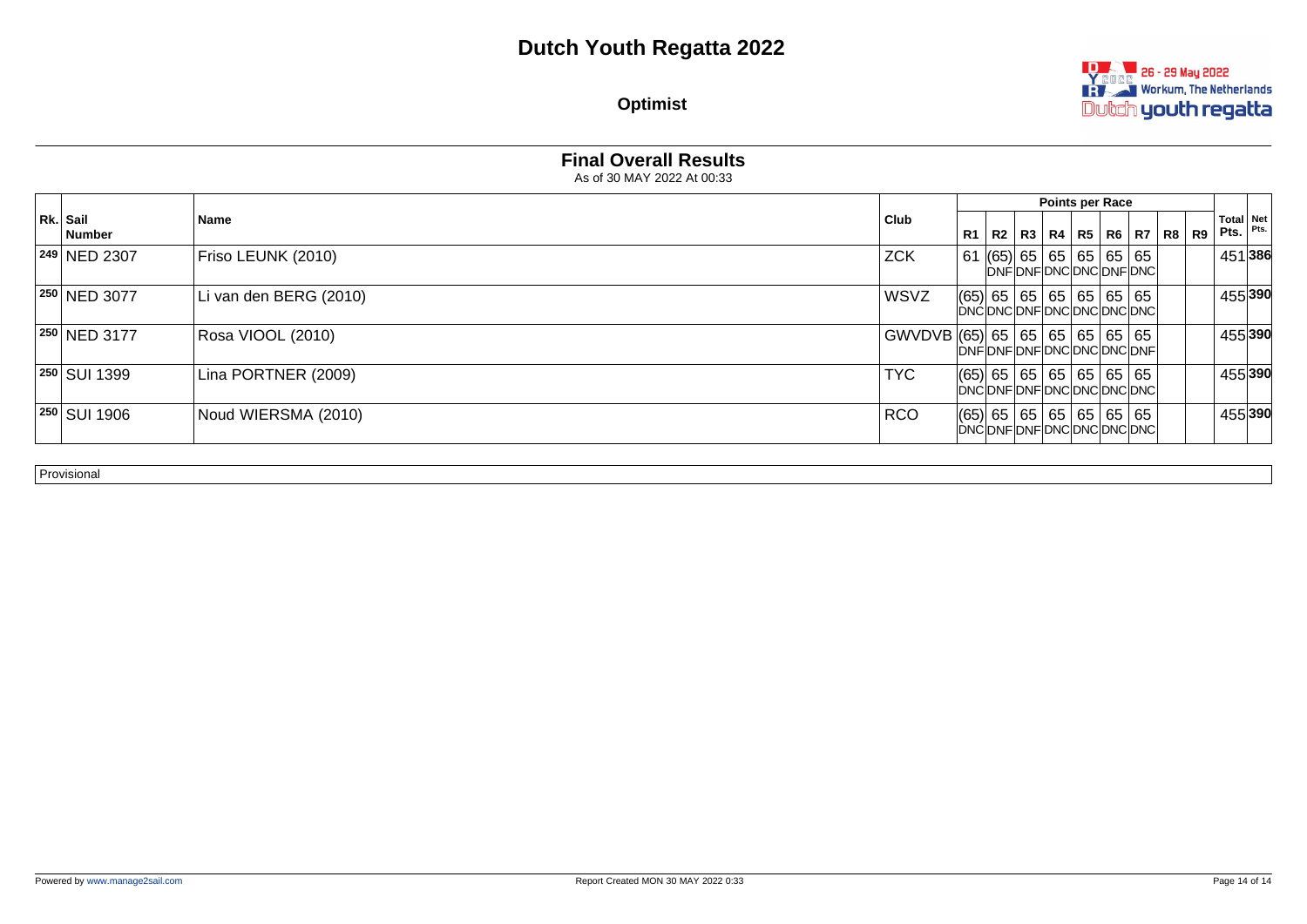# Dutch Youth Regatta 2022

**Optimist**

26 - 29 May 2022
Workum, The Netherlands
Dutch youth regatta

## Final Overall Results

As of 30 MAY 2022 At 00:33

| Rk. | Sail Number | Name | Club | R1 | R2 | R3 | R4 | R5 | R6 | R7 | R8 | R9 | Total Pts. | Net Pts. |
|---|---|---|---|---|---|---|---|---|---|---|---|---|---|---|
| 249 | NED 2307 | Friso LEUNK (2010) | ZCK | 61 | (65) DNF | 65 DNF | 65 DNC | 65 DNC | 65 DNF | 65 DNC | | | 451 | **386** |
| 250 | NED 3077 | Li van den BERG (2010) | WSVZ | (65) DNC | 65 DNC | 65 DNF | 65 DNC | 65 DNC | 65 DNC | 65 DNC | | | 455 | **390** |
| 250 | NED 3177 | Rosa VIOOL (2010) | GWVDVB | (65) DNF | 65 DNF | 65 DNF | 65 DNC | 65 DNC | 65 DNC | 65 DNF | | | 455 | **390** |
| 250 | SUI 1399 | Lina PORTNER (2009) | TYC | (65) DNC | 65 DNF | 65 DNF | 65 DNC | 65 DNC | 65 DNC | 65 DNC | | | 455 | **390** |
| 250 | SUI 1906 | Noud WIERSMA (2010) | RCO | (65) DNC | 65 DNF | 65 DNF | 65 DNC | 65 DNC | 65 DNC | 65 DNC | | | 455 | **390** |

Provisional